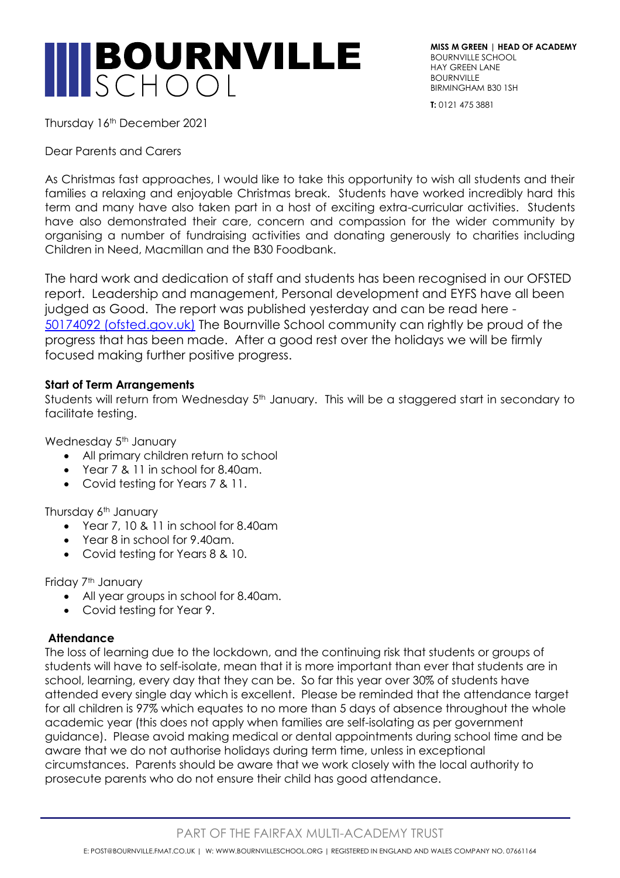# BOURNVILLE SCHOOL

**MISS M GREEN | HEAD OF ACADEMY**
BOURNVILLE SCHOOL
HAY GREEN LANE
BOURNVILLE
BIRMINGHAM B30 1SH

**T:** 0121 475 3881

Thursday 16th December 2021

Dear Parents and Carers

As Christmas fast approaches, I would like to take this opportunity to wish all students and their families a relaxing and enjoyable Christmas break. Students have worked incredibly hard this term and many have also taken part in a host of exciting extra-curricular activities. Students have also demonstrated their care, concern and compassion for the wider community by organising a number of fundraising activities and donating generously to charities including Children in Need, Macmillan and the B30 Foodbank.

The hard work and dedication of staff and students has been recognised in our OFSTED report. Leadership and management, Personal development and EYFS have all been judged as Good. The report was published yesterday and can be read here - 50174092 (ofsted.gov.uk) The Bournville School community can rightly be proud of the progress that has been made. After a good rest over the holidays we will be firmly focused making further positive progress.

**Start of Term Arrangements**

Students will return from Wednesday 5th January. This will be a staggered start in secondary to facilitate testing.

Wednesday 5th January

- All primary children return to school
- Year 7 & 11 in school for 8.40am.
- Covid testing for Years 7 & 11.

Thursday 6th January

- Year 7, 10 & 11 in school for 8.40am
- Year 8 in school for 9.40am.
- Covid testing for Years 8 & 10.

Friday 7th January

- All year groups in school for 8.40am.
- Covid testing for Year 9.

**Attendance**

The loss of learning due to the lockdown, and the continuing risk that students or groups of students will have to self-isolate, mean that it is more important than ever that students are in school, learning, every day that they can be. So far this year over 30% of students have attended every single day which is excellent. Please be reminded that the attendance target for all children is 97% which equates to no more than 5 days of absence throughout the whole academic year (this does not apply when families are self-isolating as per government guidance). Please avoid making medical or dental appointments during school time and be aware that we do not authorise holidays during term time, unless in exceptional circumstances. Parents should be aware that we work closely with the local authority to prosecute parents who do not ensure their child has good attendance.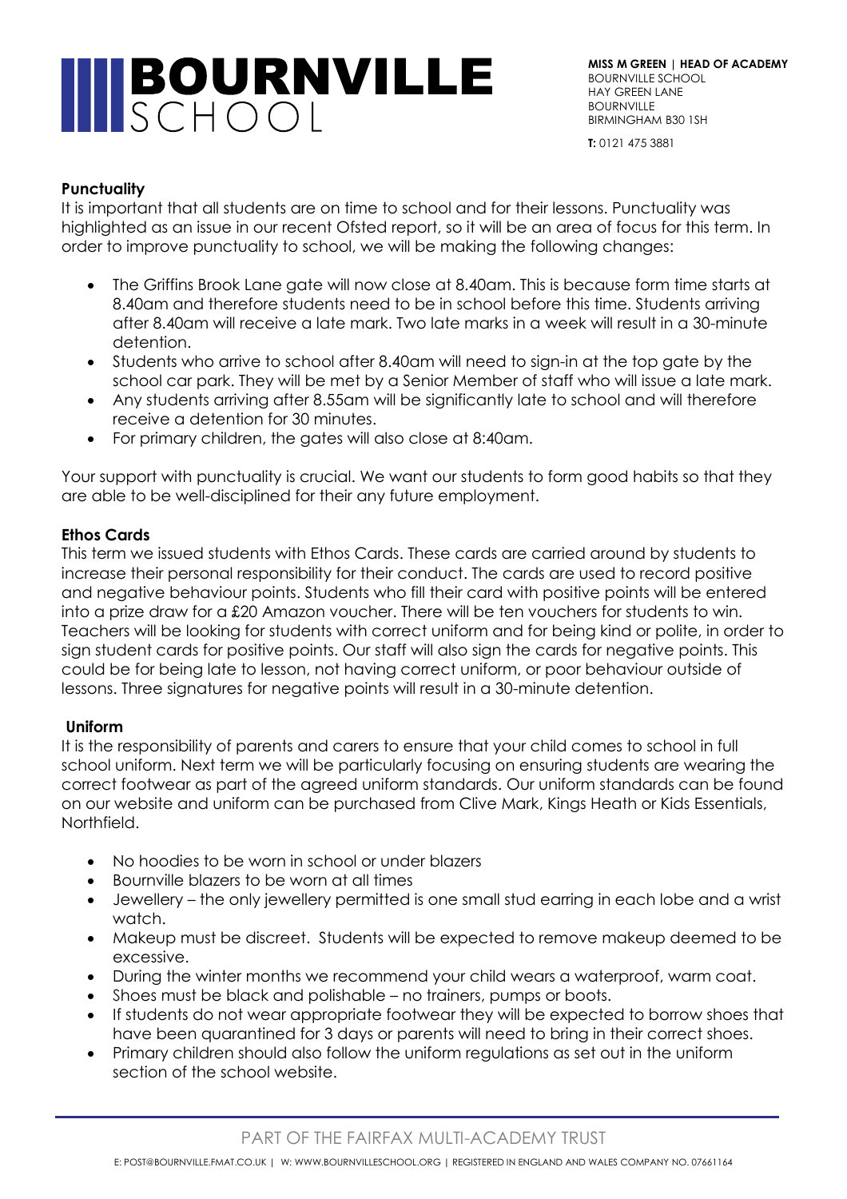**Punctuality**

It is important that all students are on time to school and for their lessons. Punctuality was highlighted as an issue in our recent Ofsted report, so it will be an area of focus for this term. In order to improve punctuality to school, we will be making the following changes:

- The Griffins Brook Lane gate will now close at 8.40am. This is because form time starts at 8.40am and therefore students need to be in school before this time. Students arriving after 8.40am will receive a late mark. Two late marks in a week will result in a 30-minute detention.
- Students who arrive to school after 8.40am will need to sign-in at the top gate by the school car park. They will be met by a Senior Member of staff who will issue a late mark.
- Any students arriving after 8.55am will be significantly late to school and will therefore receive a detention for 30 minutes.
- For primary children, the gates will also close at 8:40am.

Your support with punctuality is crucial. We want our students to form good habits so that they are able to be well-disciplined for their any future employment.

**Ethos Cards**

This term we issued students with Ethos Cards. These cards are carried around by students to increase their personal responsibility for their conduct. The cards are used to record positive and negative behaviour points. Students who fill their card with positive points will be entered into a prize draw for a £20 Amazon voucher. There will be ten vouchers for students to win. Teachers will be looking for students with correct uniform and for being kind or polite, in order to sign student cards for positive points. Our staff will also sign the cards for negative points. This could be for being late to lesson, not having correct uniform, or poor behaviour outside of lessons. Three signatures for negative points will result in a 30-minute detention.

**Uniform**

It is the responsibility of parents and carers to ensure that your child comes to school in full school uniform. Next term we will be particularly focusing on ensuring students are wearing the correct footwear as part of the agreed uniform standards. Our uniform standards can be found on our website and uniform can be purchased from Clive Mark, Kings Heath or Kids Essentials, Northfield.

- No hoodies to be worn in school or under blazers
- Bournville blazers to be worn at all times
- Jewellery – the only jewellery permitted is one small stud earring in each lobe and a wrist watch.
- Makeup must be discreet. Students will be expected to remove makeup deemed to be excessive.
- During the winter months we recommend your child wears a waterproof, warm coat.
- Shoes must be black and polishable – no trainers, pumps or boots.
- If students do not wear appropriate footwear they will be expected to borrow shoes that have been quarantined for 3 days or parents will need to bring in their correct shoes.
- Primary children should also follow the uniform regulations as set out in the uniform section of the school website.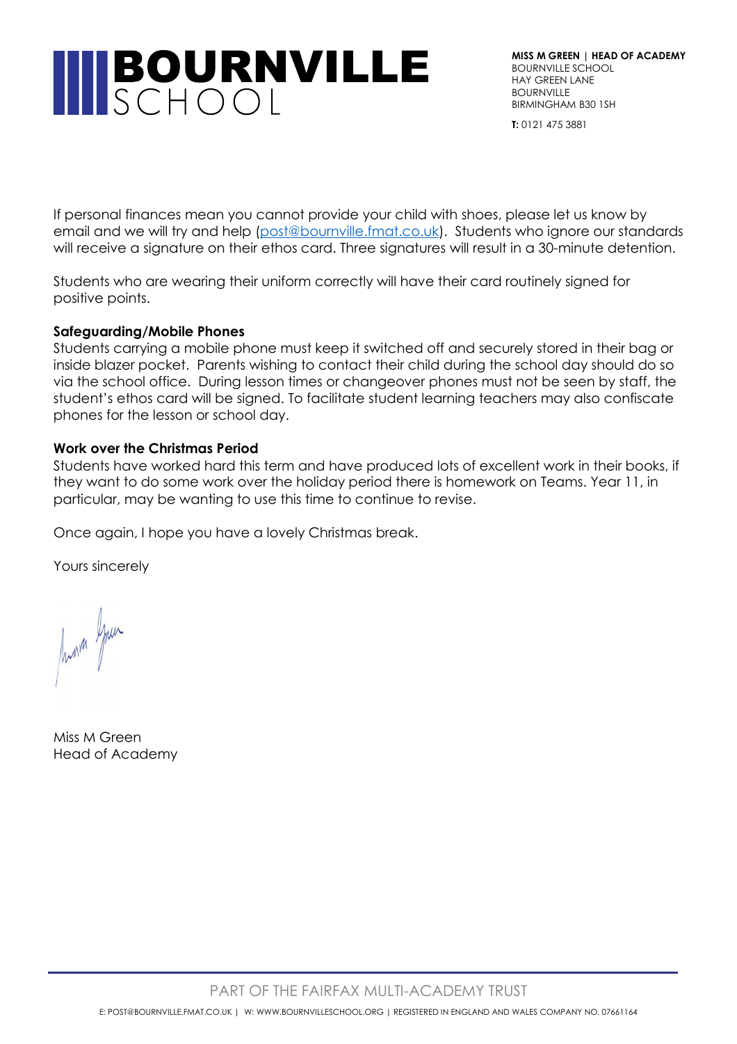If personal finances mean you cannot provide your child with shoes, please let us know by email and we will try and help (post@bournville.fmat.co.uk). Students who ignore our standards will receive a signature on their ethos card. Three signatures will result in a 30-minute detention.

Students who are wearing their uniform correctly will have their card routinely signed for positive points.

**Safeguarding/Mobile Phones**

Students carrying a mobile phone must keep it switched off and securely stored in their bag or inside blazer pocket. Parents wishing to contact their child during the school day should do so via the school office. During lesson times or changeover phones must not be seen by staff, the student's ethos card will be signed. To facilitate student learning teachers may also confiscate phones for the lesson or school day.

**Work over the Christmas Period**

Students have worked hard this term and have produced lots of excellent work in their books, if they want to do some work over the holiday period there is homework on Teams. Year 11, in particular, may be wanting to use this time to continue to revise.

Once again, I hope you have a lovely Christmas break.

Yours sincerely

Miss M Green
Head of Academy